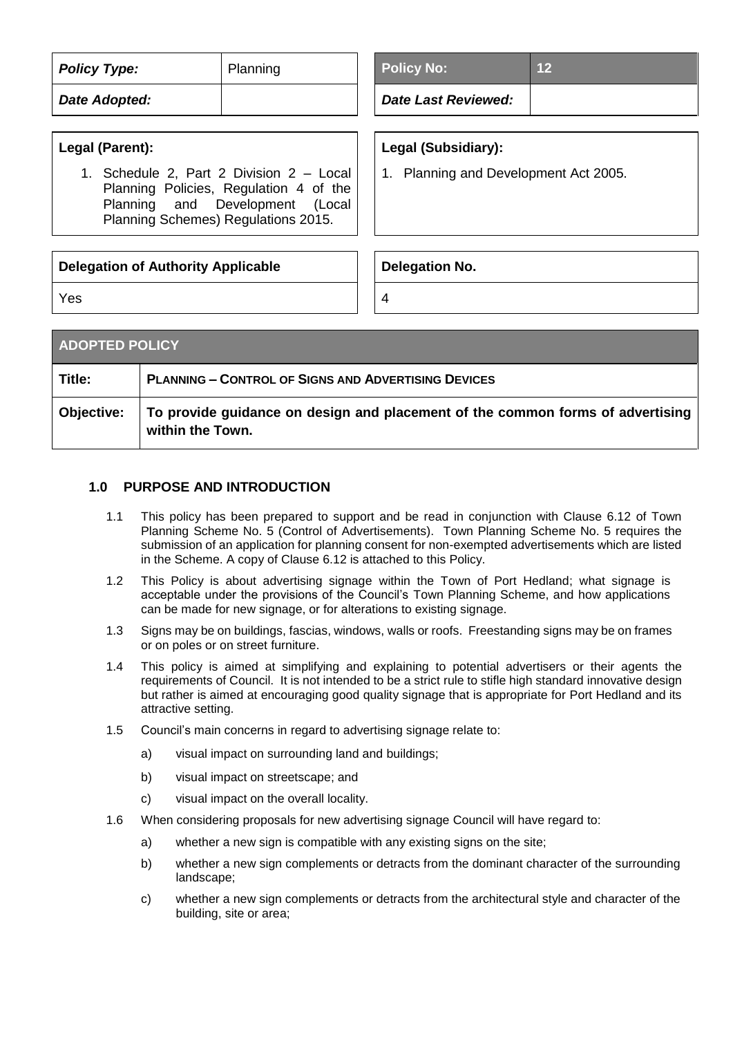| *Policy Type:* | Planning |
| --- | --- |
| *Date Adopted:* | |

| **Policy No:** | **12** |
| --- | --- |
| *Date Last Reviewed:* | |

| **Legal (Parent):** |
| --- |
| 1. Schedule 2, Part 2 Division 2 – Local Planning Policies, Regulation 4 of the Planning and Development (Local Planning Schemes) Regulations 2015. |

| **Legal (Subsidiary):** |
| --- |
| 1. Planning and Development Act 2005. |

| **Delegation of Authority Applicable** |
| --- |
| Yes |

| **Delegation No.** |
| --- |
| 4 |

| **ADOPTED POLICY** | |
| --- | --- |
| **Title:** | **PLANNING – CONTROL OF SIGNS AND ADVERTISING DEVICES** |
| **Objective:** | **To provide guidance on design and placement of the common forms of advertising within the Town.** |

## 1.0 PURPOSE AND INTRODUCTION

1.1 This policy has been prepared to support and be read in conjunction with Clause 6.12 of Town Planning Scheme No. 5 (Control of Advertisements). Town Planning Scheme No. 5 requires the submission of an application for planning consent for non-exempted advertisements which are listed in the Scheme. A copy of Clause 6.12 is attached to this Policy.

1.2 This Policy is about advertising signage within the Town of Port Hedland; what signage is acceptable under the provisions of the Council's Town Planning Scheme, and how applications can be made for new signage, or for alterations to existing signage.

1.3 Signs may be on buildings, fascias, windows, walls or roofs. Freestanding signs may be on frames or on poles or on street furniture.

1.4 This policy is aimed at simplifying and explaining to potential advertisers or their agents the requirements of Council. It is not intended to be a strict rule to stifle high standard innovative design but rather is aimed at encouraging good quality signage that is appropriate for Port Hedland and its attractive setting.

1.5 Council's main concerns in regard to advertising signage relate to:

a) visual impact on surrounding land and buildings;

b) visual impact on streetscape; and

c) visual impact on the overall locality.

1.6 When considering proposals for new advertising signage Council will have regard to:

a) whether a new sign is compatible with any existing signs on the site;

b) whether a new sign complements or detracts from the dominant character of the surrounding landscape;

c) whether a new sign complements or detracts from the architectural style and character of the building, site or area;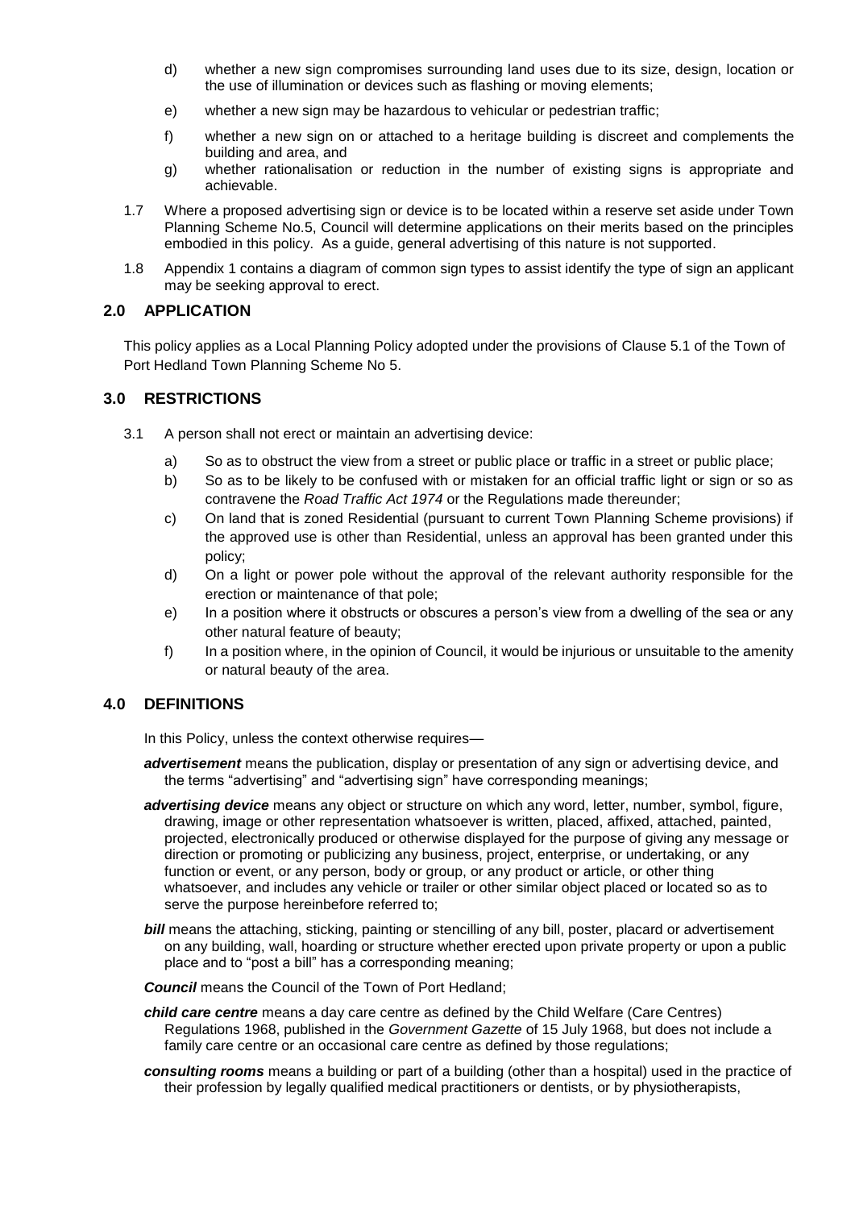d) whether a new sign compromises surrounding land uses due to its size, design, location or the use of illumination or devices such as flashing or moving elements;

e) whether a new sign may be hazardous to vehicular or pedestrian traffic;

f) whether a new sign on or attached to a heritage building is discreet and complements the building and area, and

g) whether rationalisation or reduction in the number of existing signs is appropriate and achievable.

1.7 Where a proposed advertising sign or device is to be located within a reserve set aside under Town Planning Scheme No.5, Council will determine applications on their merits based on the principles embodied in this policy. As a guide, general advertising of this nature is not supported.

1.8 Appendix 1 contains a diagram of common sign types to assist identify the type of sign an applicant may be seeking approval to erect.

## 2.0 APPLICATION

This policy applies as a Local Planning Policy adopted under the provisions of Clause 5.1 of the Town of Port Hedland Town Planning Scheme No 5.

## 3.0 RESTRICTIONS

3.1 A person shall not erect or maintain an advertising device:

a) So as to obstruct the view from a street or public place or traffic in a street or public place;

b) So as to be likely to be confused with or mistaken for an official traffic light or sign or so as contravene the *Road Traffic Act 1974* or the Regulations made thereunder;

c) On land that is zoned Residential (pursuant to current Town Planning Scheme provisions) if the approved use is other than Residential, unless an approval has been granted under this policy;

d) On a light or power pole without the approval of the relevant authority responsible for the erection or maintenance of that pole;

e) In a position where it obstructs or obscures a person's view from a dwelling of the sea or any other natural feature of beauty;

f) In a position where, in the opinion of Council, it would be injurious or unsuitable to the amenity or natural beauty of the area.

## 4.0 DEFINITIONS

In this Policy, unless the context otherwise requires—

***advertisement*** means the publication, display or presentation of any sign or advertising device, and the terms "advertising" and "advertising sign" have corresponding meanings;

***advertising device*** means any object or structure on which any word, letter, number, symbol, figure, drawing, image or other representation whatsoever is written, placed, affixed, attached, painted, projected, electronically produced or otherwise displayed for the purpose of giving any message or direction or promoting or publicizing any business, project, enterprise, or undertaking, or any function or event, or any person, body or group, or any product or article, or other thing whatsoever, and includes any vehicle or trailer or other similar object placed or located so as to serve the purpose hereinbefore referred to;

***bill*** means the attaching, sticking, painting or stencilling of any bill, poster, placard or advertisement on any building, wall, hoarding or structure whether erected upon private property or upon a public place and to "post a bill" has a corresponding meaning;

***Council*** means the Council of the Town of Port Hedland;

***child care centre*** means a day care centre as defined by the Child Welfare (Care Centres) Regulations 1968, published in the *Government Gazette* of 15 July 1968, but does not include a family care centre or an occasional care centre as defined by those regulations;

***consulting rooms*** means a building or part of a building (other than a hospital) used in the practice of their profession by legally qualified medical practitioners or dentists, or by physiotherapists,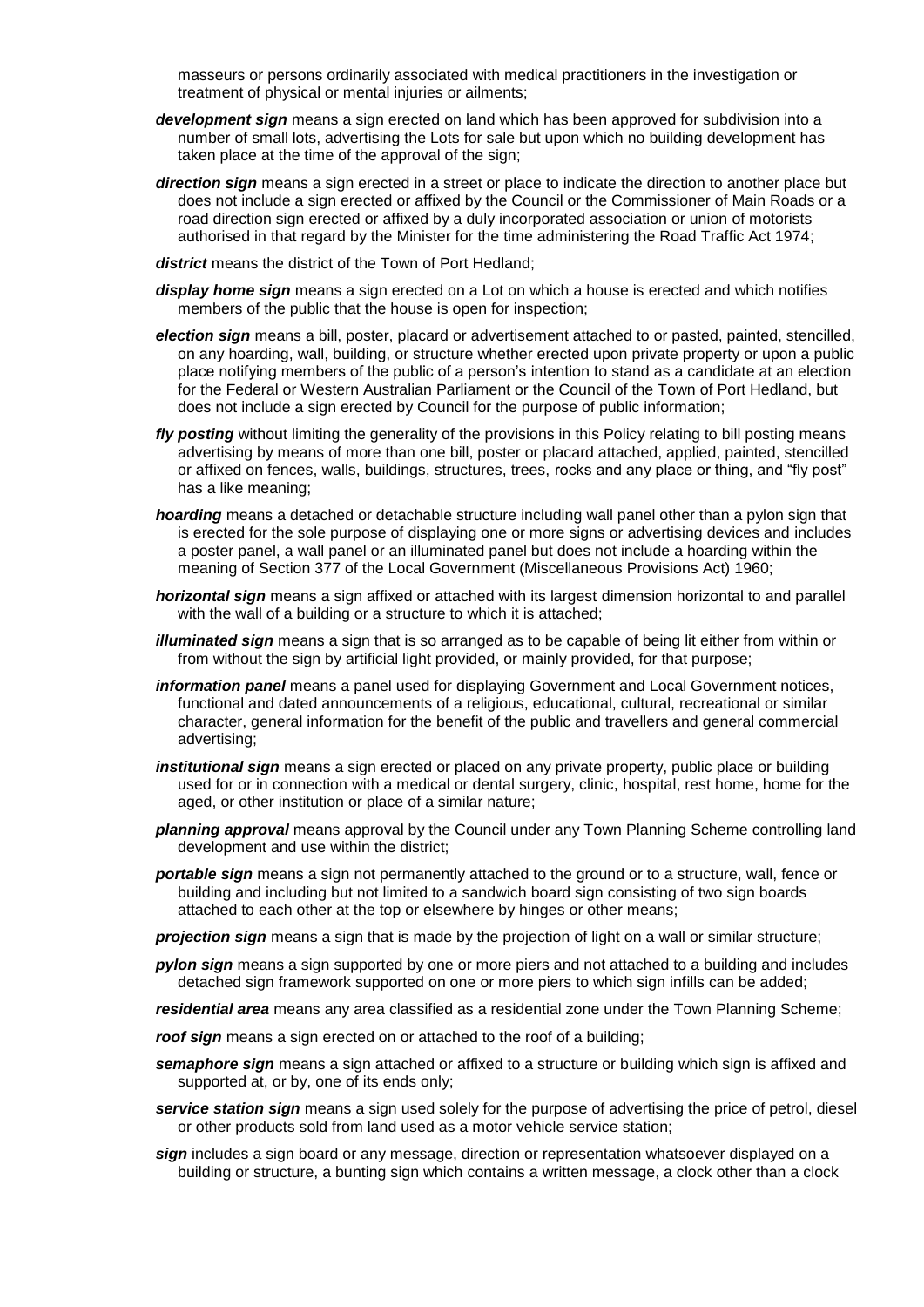masseurs or persons ordinarily associated with medical practitioners in the investigation or treatment of physical or mental injuries or ailments;

***development sign*** means a sign erected on land which has been approved for subdivision into a number of small lots, advertising the Lots for sale but upon which no building development has taken place at the time of the approval of the sign;

***direction sign*** means a sign erected in a street or place to indicate the direction to another place but does not include a sign erected or affixed by the Council or the Commissioner of Main Roads or a road direction sign erected or affixed by a duly incorporated association or union of motorists authorised in that regard by the Minister for the time administering the Road Traffic Act 1974;

***district*** means the district of the Town of Port Hedland;

***display home sign*** means a sign erected on a Lot on which a house is erected and which notifies members of the public that the house is open for inspection;

***election sign*** means a bill, poster, placard or advertisement attached to or pasted, painted, stencilled, on any hoarding, wall, building, or structure whether erected upon private property or upon a public place notifying members of the public of a person's intention to stand as a candidate at an election for the Federal or Western Australian Parliament or the Council of the Town of Port Hedland, but does not include a sign erected by Council for the purpose of public information;

***fly posting*** without limiting the generality of the provisions in this Policy relating to bill posting means advertising by means of more than one bill, poster or placard attached, applied, painted, stencilled or affixed on fences, walls, buildings, structures, trees, rocks and any place or thing, and "fly post" has a like meaning;

***hoarding*** means a detached or detachable structure including wall panel other than a pylon sign that is erected for the sole purpose of displaying one or more signs or advertising devices and includes a poster panel, a wall panel or an illuminated panel but does not include a hoarding within the meaning of Section 377 of the Local Government (Miscellaneous Provisions Act) 1960;

***horizontal sign*** means a sign affixed or attached with its largest dimension horizontal to and parallel with the wall of a building or a structure to which it is attached;

***illuminated sign*** means a sign that is so arranged as to be capable of being lit either from within or from without the sign by artificial light provided, or mainly provided, for that purpose;

***information panel*** means a panel used for displaying Government and Local Government notices, functional and dated announcements of a religious, educational, cultural, recreational or similar character, general information for the benefit of the public and travellers and general commercial advertising;

***institutional sign*** means a sign erected or placed on any private property, public place or building used for or in connection with a medical or dental surgery, clinic, hospital, rest home, home for the aged, or other institution or place of a similar nature;

***planning approval*** means approval by the Council under any Town Planning Scheme controlling land development and use within the district;

***portable sign*** means a sign not permanently attached to the ground or to a structure, wall, fence or building and including but not limited to a sandwich board sign consisting of two sign boards attached to each other at the top or elsewhere by hinges or other means;

***projection sign*** means a sign that is made by the projection of light on a wall or similar structure;

***pylon sign*** means a sign supported by one or more piers and not attached to a building and includes detached sign framework supported on one or more piers to which sign infills can be added;

***residential area*** means any area classified as a residential zone under the Town Planning Scheme;

***roof sign*** means a sign erected on or attached to the roof of a building;

***semaphore sign*** means a sign attached or affixed to a structure or building which sign is affixed and supported at, or by, one of its ends only;

***service station sign*** means a sign used solely for the purpose of advertising the price of petrol, diesel or other products sold from land used as a motor vehicle service station;

***sign*** includes a sign board or any message, direction or representation whatsoever displayed on a building or structure, a bunting sign which contains a written message, a clock other than a clock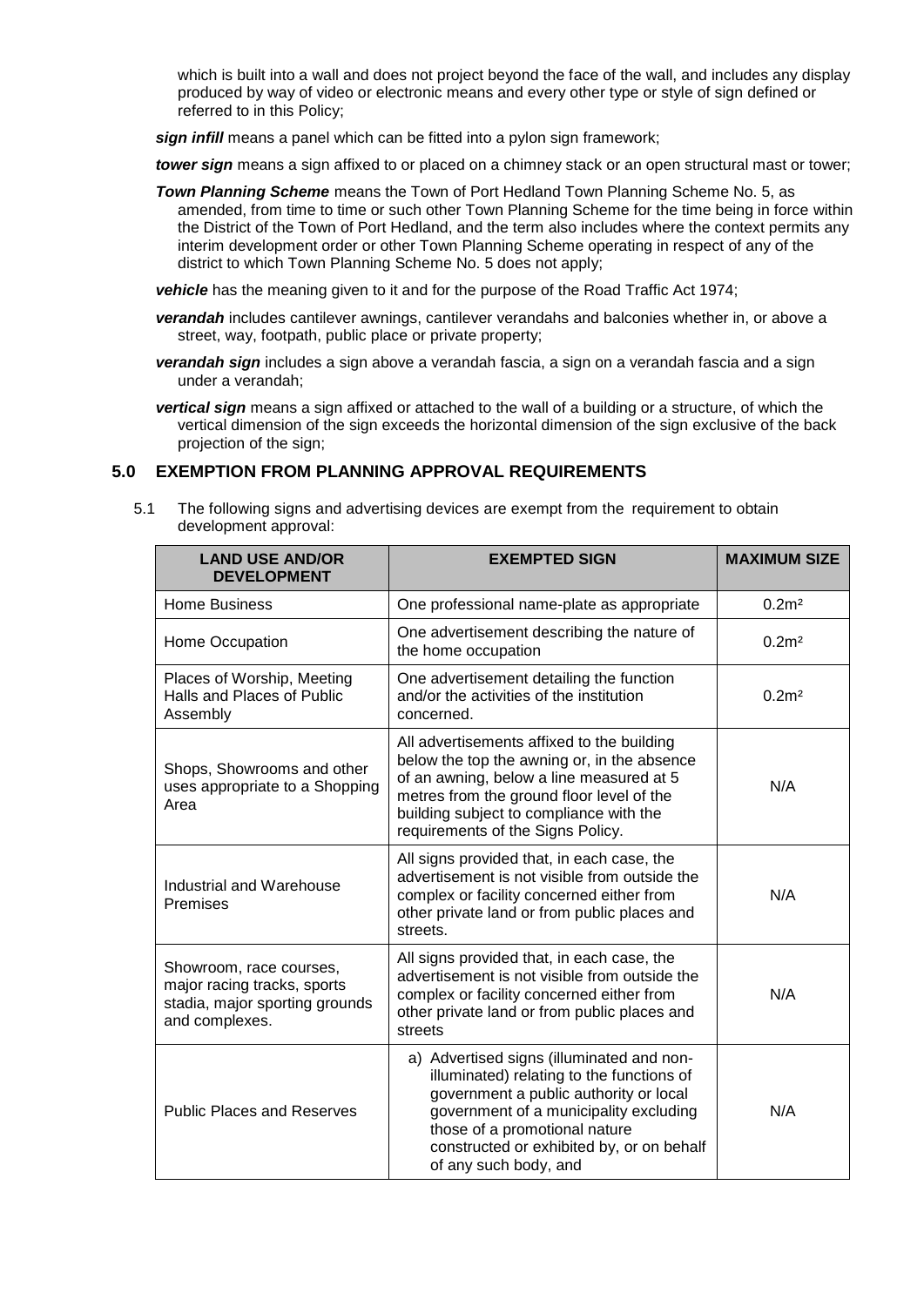which is built into a wall and does not project beyond the face of the wall, and includes any display produced by way of video or electronic means and every other type or style of sign defined or referred to in this Policy;

***sign infill*** means a panel which can be fitted into a pylon sign framework;

***tower sign*** means a sign affixed to or placed on a chimney stack or an open structural mast or tower;

***Town Planning Scheme*** means the Town of Port Hedland Town Planning Scheme No. 5, as amended, from time to time or such other Town Planning Scheme for the time being in force within the District of the Town of Port Hedland, and the term also includes where the context permits any interim development order or other Town Planning Scheme operating in respect of any of the district to which Town Planning Scheme No. 5 does not apply;

***vehicle*** has the meaning given to it and for the purpose of the Road Traffic Act 1974;

***verandah*** includes cantilever awnings, cantilever verandahs and balconies whether in, or above a street, way, footpath, public place or private property;

***verandah sign*** includes a sign above a verandah fascia, a sign on a verandah fascia and a sign under a verandah;

***vertical sign*** means a sign affixed or attached to the wall of a building or a structure, of which the vertical dimension of the sign exceeds the horizontal dimension of the sign exclusive of the back projection of the sign;

## 5.0 EXEMPTION FROM PLANNING APPROVAL REQUIREMENTS

5.1 The following signs and advertising devices are exempt from the requirement to obtain development approval:

| LAND USE AND/OR DEVELOPMENT | EXEMPTED SIGN | MAXIMUM SIZE |
|---|---|---|
| Home Business | One professional name-plate as appropriate | $0.2m^2$ |
| Home Occupation | One advertisement describing the nature of the home occupation | $0.2m^2$ |
| Places of Worship, Meeting Halls and Places of Public Assembly | One advertisement detailing the function and/or the activities of the institution concerned. | $0.2m^2$ |
| Shops, Showrooms and other uses appropriate to a Shopping Area | All advertisements affixed to the building below the top the awning or, in the absence of an awning, below a line measured at 5 metres from the ground floor level of the building subject to compliance with the requirements of the Signs Policy. | N/A |
| Industrial and Warehouse Premises | All signs provided that, in each case, the advertisement is not visible from outside the complex or facility concerned either from other private land or from public places and streets. | N/A |
| Showroom, race courses, major racing tracks, sports stadia, major sporting grounds and complexes. | All signs provided that, in each case, the advertisement is not visible from outside the complex or facility concerned either from other private land or from public places and streets | N/A |
| Public Places and Reserves | a) Advertised signs (illuminated and non-illuminated) relating to the functions of government a public authority or local government of a municipality excluding those of a promotional nature constructed or exhibited by, or on behalf of any such body, and | N/A |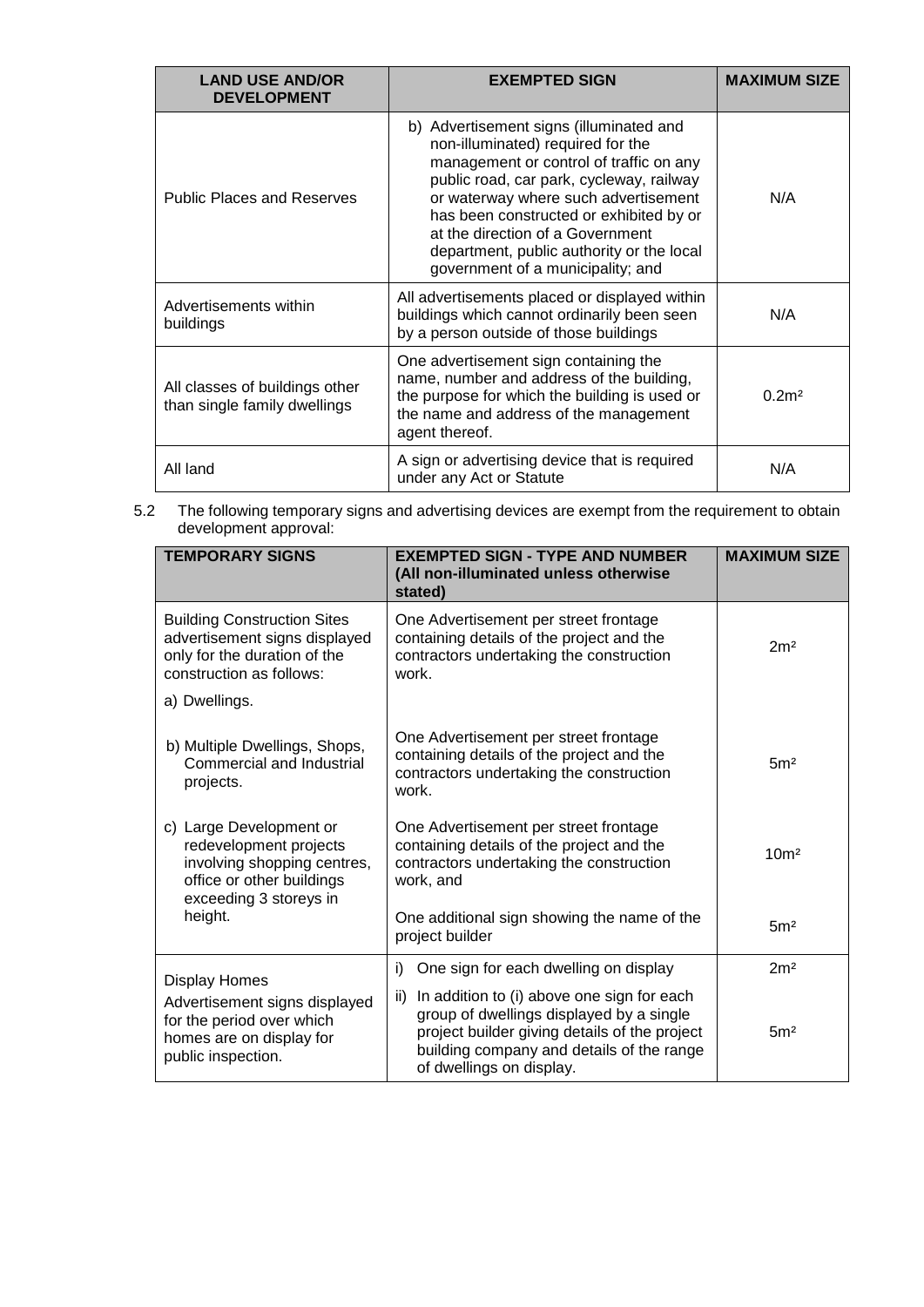| LAND USE AND/OR DEVELOPMENT | EXEMPTED SIGN | MAXIMUM SIZE |
|---|---|---|
| Public Places and Reserves | b) Advertisement signs (illuminated and non-illuminated) required for the management or control of traffic on any public road, car park, cycleway, railway or waterway where such advertisement has been constructed or exhibited by or at the direction of a Government department, public authority or the local government of a municipality; and | N/A |
| Advertisements within buildings | All advertisements placed or displayed within buildings which cannot ordinarily been seen by a person outside of those buildings | N/A |
| All classes of buildings other than single family dwellings | One advertisement sign containing the name, number and address of the building, the purpose for which the building is used or the name and address of the management agent thereof. | 0.2m² |
| All land | A sign or advertising device that is required under any Act or Statute | N/A |

5.2 The following temporary signs and advertising devices are exempt from the requirement to obtain development approval:

| TEMPORARY SIGNS | EXEMPTED SIGN - TYPE AND NUMBER (All non-illuminated unless otherwise stated) | MAXIMUM SIZE |
|---|---|---|
| Building Construction Sites advertisement signs displayed only for the duration of the construction as follows: a) Dwellings. | One Advertisement per street frontage containing details of the project and the contractors undertaking the construction work. | 2m² |
| b) Multiple Dwellings, Shops, Commercial and Industrial projects. | One Advertisement per street frontage containing details of the project and the contractors undertaking the construction work. | 5m² |
| c) Large Development or redevelopment projects involving shopping centres, office or other buildings exceeding 3 storeys in height. | One Advertisement per street frontage containing details of the project and the contractors undertaking the construction work, and | 10m² |
| | One additional sign showing the name of the project builder | 5m² |
| Display Homes Advertisement signs displayed for the period over which homes are on display for public inspection. | i) One sign for each dwelling on display | 2m² |
| | ii) In addition to (i) above one sign for each group of dwellings displayed by a single project builder giving details of the project building company and details of the range of dwellings on display. | 5m² |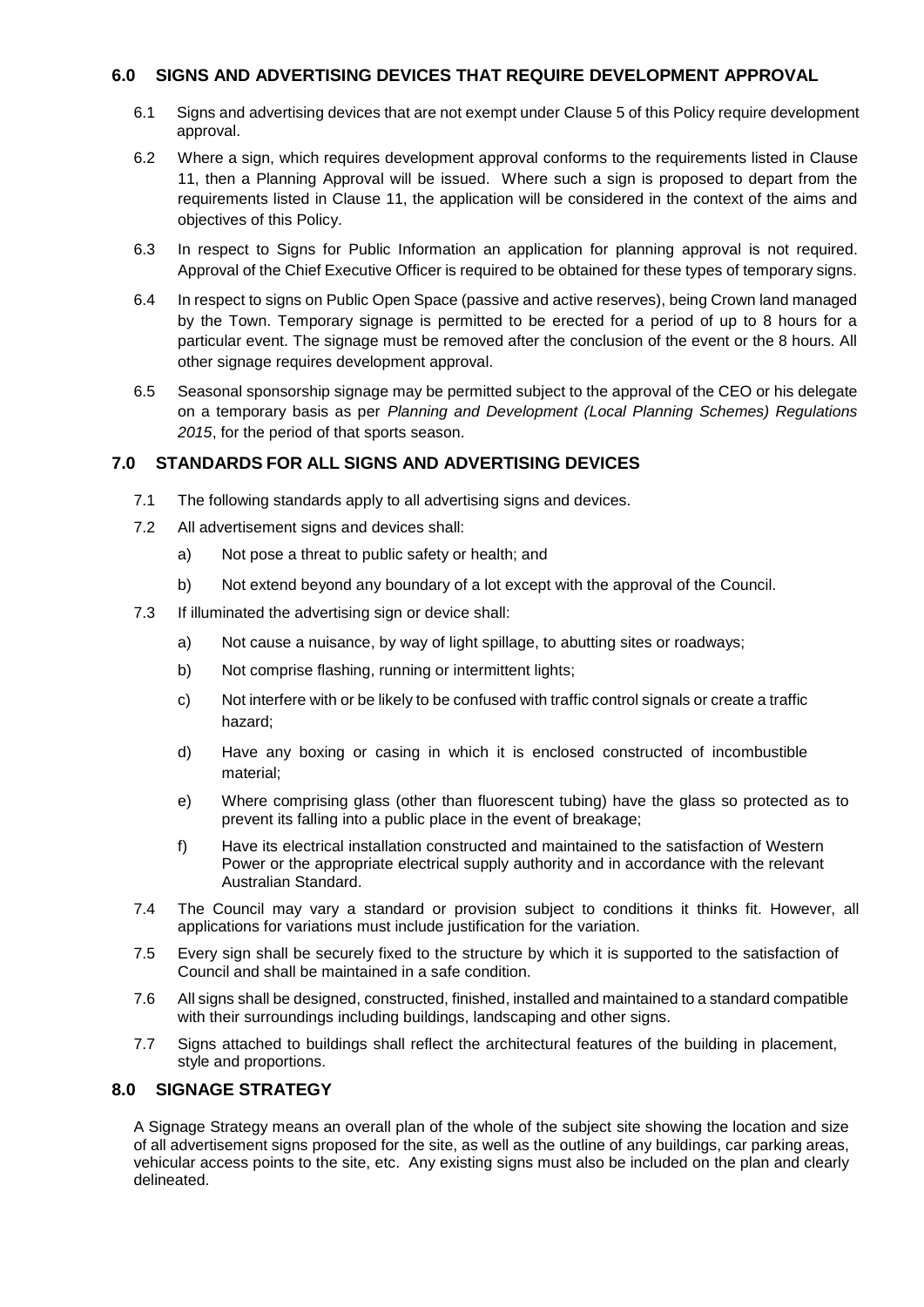## 6.0 SIGNS AND ADVERTISING DEVICES THAT REQUIRE DEVELOPMENT APPROVAL

6.1 Signs and advertising devices that are not exempt under Clause 5 of this Policy require development approval.

6.2 Where a sign, which requires development approval conforms to the requirements listed in Clause 11, then a Planning Approval will be issued. Where such a sign is proposed to depart from the requirements listed in Clause 11, the application will be considered in the context of the aims and objectives of this Policy.

6.3 In respect to Signs for Public Information an application for planning approval is not required. Approval of the Chief Executive Officer is required to be obtained for these types of temporary signs.

6.4 In respect to signs on Public Open Space (passive and active reserves), being Crown land managed by the Town. Temporary signage is permitted to be erected for a period of up to 8 hours for a particular event. The signage must be removed after the conclusion of the event or the 8 hours. All other signage requires development approval.

6.5 Seasonal sponsorship signage may be permitted subject to the approval of the CEO or his delegate on a temporary basis as per *Planning and Development (Local Planning Schemes) Regulations 2015*, for the period of that sports season.

## 7.0 STANDARDS FOR ALL SIGNS AND ADVERTISING DEVICES

7.1 The following standards apply to all advertising signs and devices.

7.2 All advertisement signs and devices shall:

a) Not pose a threat to public safety or health; and

b) Not extend beyond any boundary of a lot except with the approval of the Council.

7.3 If illuminated the advertising sign or device shall:

a) Not cause a nuisance, by way of light spillage, to abutting sites or roadways;

b) Not comprise flashing, running or intermittent lights;

c) Not interfere with or be likely to be confused with traffic control signals or create a traffic hazard;

d) Have any boxing or casing in which it is enclosed constructed of incombustible material;

e) Where comprising glass (other than fluorescent tubing) have the glass so protected as to prevent its falling into a public place in the event of breakage;

f) Have its electrical installation constructed and maintained to the satisfaction of Western Power or the appropriate electrical supply authority and in accordance with the relevant Australian Standard.

7.4 The Council may vary a standard or provision subject to conditions it thinks fit. However, all applications for variations must include justification for the variation.

7.5 Every sign shall be securely fixed to the structure by which it is supported to the satisfaction of Council and shall be maintained in a safe condition.

7.6 All signs shall be designed, constructed, finished, installed and maintained to a standard compatible with their surroundings including buildings, landscaping and other signs.

7.7 Signs attached to buildings shall reflect the architectural features of the building in placement, style and proportions.

## 8.0 SIGNAGE STRATEGY

A Signage Strategy means an overall plan of the whole of the subject site showing the location and size of all advertisement signs proposed for the site, as well as the outline of any buildings, car parking areas, vehicular access points to the site, etc. Any existing signs must also be included on the plan and clearly delineated.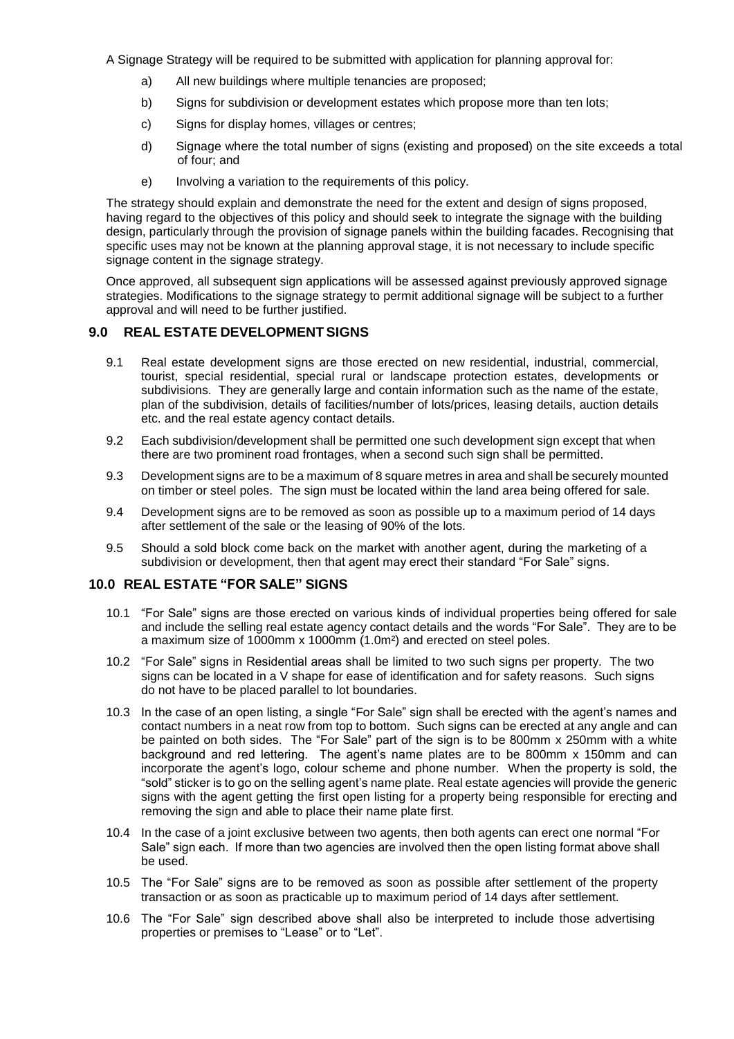A Signage Strategy will be required to be submitted with application for planning approval for:

a) All new buildings where multiple tenancies are proposed;

b) Signs for subdivision or development estates which propose more than ten lots;

c) Signs for display homes, villages or centres;

d) Signage where the total number of signs (existing and proposed) on the site exceeds a total of four; and

e) Involving a variation to the requirements of this policy.

The strategy should explain and demonstrate the need for the extent and design of signs proposed, having regard to the objectives of this policy and should seek to integrate the signage with the building design, particularly through the provision of signage panels within the building facades. Recognising that specific uses may not be known at the planning approval stage, it is not necessary to include specific signage content in the signage strategy.

Once approved, all subsequent sign applications will be assessed against previously approved signage strategies. Modifications to the signage strategy to permit additional signage will be subject to a further approval and will need to be further justified.

## 9.0 REAL ESTATE DEVELOPMENT SIGNS

9.1 Real estate development signs are those erected on new residential, industrial, commercial, tourist, special residential, special rural or landscape protection estates, developments or subdivisions. They are generally large and contain information such as the name of the estate, plan of the subdivision, details of facilities/number of lots/prices, leasing details, auction details etc. and the real estate agency contact details.

9.2 Each subdivision/development shall be permitted one such development sign except that when there are two prominent road frontages, when a second such sign shall be permitted.

9.3 Development signs are to be a maximum of 8 square metres in area and shall be securely mounted on timber or steel poles. The sign must be located within the land area being offered for sale.

9.4 Development signs are to be removed as soon as possible up to a maximum period of 14 days after settlement of the sale or the leasing of 90% of the lots.

9.5 Should a sold block come back on the market with another agent, during the marketing of a subdivision or development, then that agent may erect their standard "For Sale" signs.

## 10.0 REAL ESTATE "FOR SALE" SIGNS

10.1 "For Sale" signs are those erected on various kinds of individual properties being offered for sale and include the selling real estate agency contact details and the words "For Sale". They are to be a maximum size of 1000mm x 1000mm ($1.0m^2$) and erected on steel poles.

10.2 "For Sale" signs in Residential areas shall be limited to two such signs per property. The two signs can be located in a V shape for ease of identification and for safety reasons. Such signs do not have to be placed parallel to lot boundaries.

10.3 In the case of an open listing, a single "For Sale" sign shall be erected with the agent's names and contact numbers in a neat row from top to bottom. Such signs can be erected at any angle and can be painted on both sides. The "For Sale" part of the sign is to be 800mm x 250mm with a white background and red lettering. The agent's name plates are to be 800mm x 150mm and can incorporate the agent's logo, colour scheme and phone number. When the property is sold, the "sold" sticker is to go on the selling agent's name plate. Real estate agencies will provide the generic signs with the agent getting the first open listing for a property being responsible for erecting and removing the sign and able to place their name plate first.

10.4 In the case of a joint exclusive between two agents, then both agents can erect one normal "For Sale" sign each. If more than two agencies are involved then the open listing format above shall be used.

10.5 The "For Sale" signs are to be removed as soon as possible after settlement of the property transaction or as soon as practicable up to maximum period of 14 days after settlement.

10.6 The "For Sale" sign described above shall also be interpreted to include those advertising properties or premises to "Lease" or to "Let".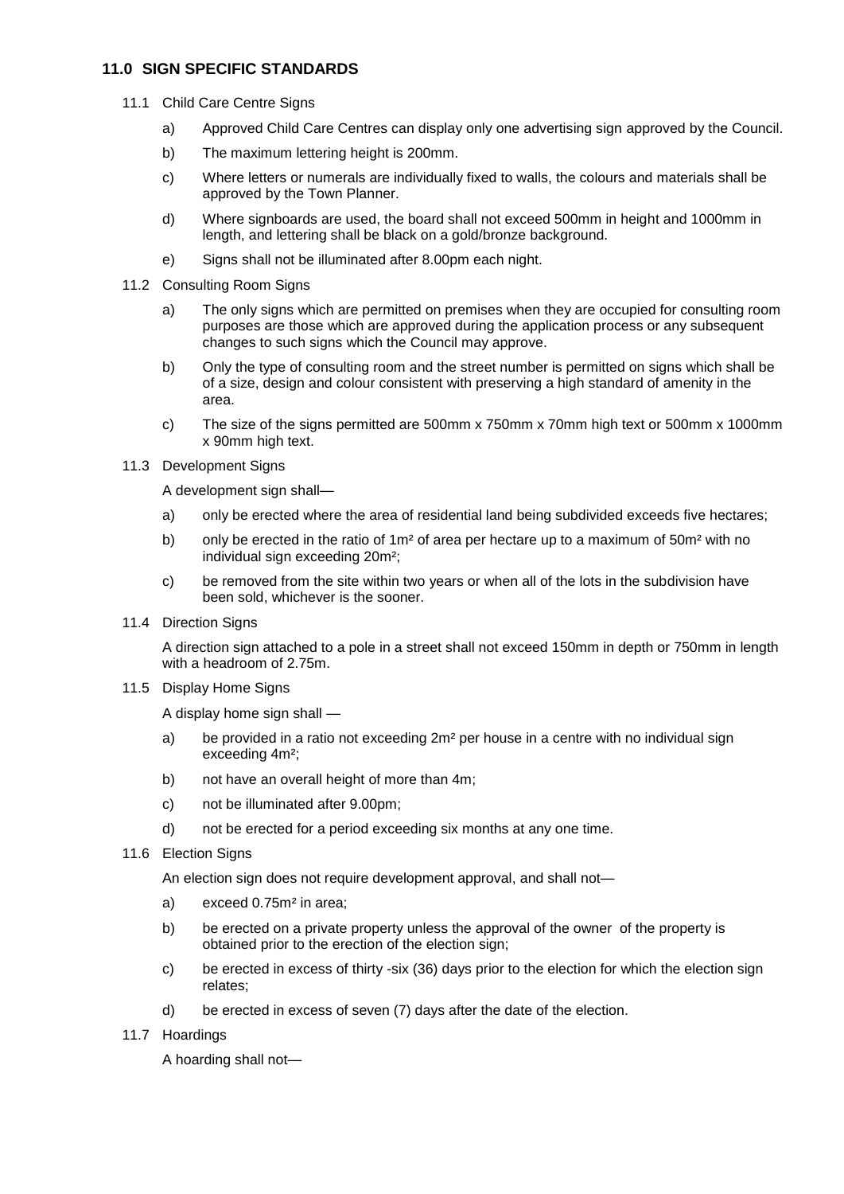## 11.0 SIGN SPECIFIC STANDARDS

11.1 Child Care Centre Signs

a) Approved Child Care Centres can display only one advertising sign approved by the Council.

b) The maximum lettering height is 200mm.

c) Where letters or numerals are individually fixed to walls, the colours and materials shall be approved by the Town Planner.

d) Where signboards are used, the board shall not exceed 500mm in height and 1000mm in length, and lettering shall be black on a gold/bronze background.

e) Signs shall not be illuminated after 8.00pm each night.

11.2 Consulting Room Signs

a) The only signs which are permitted on premises when they are occupied for consulting room purposes are those which are approved during the application process or any subsequent changes to such signs which the Council may approve.

b) Only the type of consulting room and the street number is permitted on signs which shall be of a size, design and colour consistent with preserving a high standard of amenity in the area.

c) The size of the signs permitted are 500mm x 750mm x 70mm high text or 500mm x 1000mm x 90mm high text.

11.3 Development Signs

A development sign shall—

a) only be erected where the area of residential land being subdivided exceeds five hectares;

b) only be erected in the ratio of $1m^2$ of area per hectare up to a maximum of $50m^2$ with no individual sign exceeding $20m^2$;

c) be removed from the site within two years or when all of the lots in the subdivision have been sold, whichever is the sooner.

11.4 Direction Signs

A direction sign attached to a pole in a street shall not exceed 150mm in depth or 750mm in length with a headroom of 2.75m.

11.5 Display Home Signs

A display home sign shall —

a) be provided in a ratio not exceeding $2m^2$ per house in a centre with no individual sign exceeding $4m^2$;

b) not have an overall height of more than 4m;

c) not be illuminated after 9.00pm;

d) not be erected for a period exceeding six months at any one time.

11.6 Election Signs

An election sign does not require development approval, and shall not—

a) exceed $0.75m^2$ in area;

b) be erected on a private property unless the approval of the owner of the property is obtained prior to the erection of the election sign;

c) be erected in excess of thirty -six (36) days prior to the election for which the election sign relates;

d) be erected in excess of seven (7) days after the date of the election.

11.7 Hoardings

A hoarding shall not—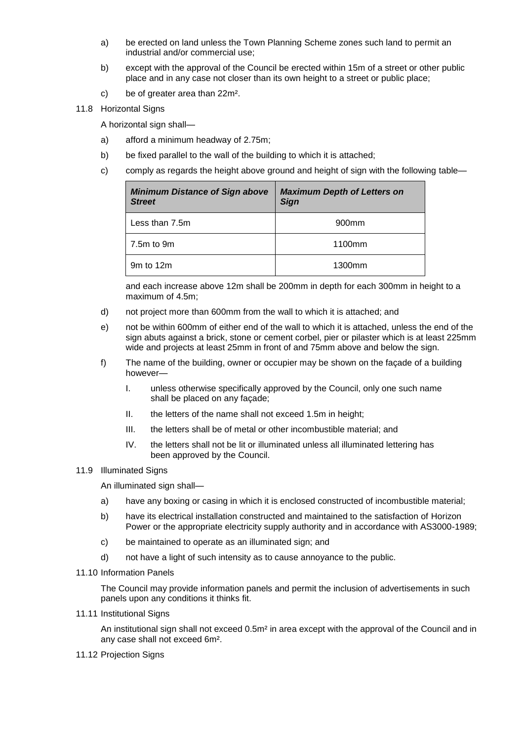a) be erected on land unless the Town Planning Scheme zones such land to permit an industrial and/or commercial use;

b) except with the approval of the Council be erected within 15m of a street or other public place and in any case not closer than its own height to a street or public place;

c) be of greater area than 22m².

11.8 Horizontal Signs

A horizontal sign shall—

a) afford a minimum headway of 2.75m;

b) be fixed parallel to the wall of the building to which it is attached;

c) comply as regards the height above ground and height of sign with the following table—

| ***Minimum Distance of Sign above Street*** | ***Maximum Depth of Letters on Sign*** |
|---|---|
| Less than 7.5m | 900mm |
| 7.5m to 9m | 1100mm |
| 9m to 12m | 1300mm |

and each increase above 12m shall be 200mm in depth for each 300mm in height to a maximum of 4.5m;

d) not project more than 600mm from the wall to which it is attached; and

e) not be within 600mm of either end of the wall to which it is attached, unless the end of the sign abuts against a brick, stone or cement corbel, pier or pilaster which is at least 225mm wide and projects at least 25mm in front of and 75mm above and below the sign.

f) The name of the building, owner or occupier may be shown on the façade of a building however—

I. unless otherwise specifically approved by the Council, only one such name shall be placed on any façade;

II. the letters of the name shall not exceed 1.5m in height;

III. the letters shall be of metal or other incombustible material; and

IV. the letters shall not be lit or illuminated unless all illuminated lettering has been approved by the Council.

11.9 Illuminated Signs

An illuminated sign shall—

a) have any boxing or casing in which it is enclosed constructed of incombustible material;

b) have its electrical installation constructed and maintained to the satisfaction of Horizon Power or the appropriate electricity supply authority and in accordance with AS3000-1989;

c) be maintained to operate as an illuminated sign; and

d) not have a light of such intensity as to cause annoyance to the public.

11.10 Information Panels

The Council may provide information panels and permit the inclusion of advertisements in such panels upon any conditions it thinks fit.

11.11 Institutional Signs

An institutional sign shall not exceed 0.5m² in area except with the approval of the Council and in any case shall not exceed 6m².

11.12 Projection Signs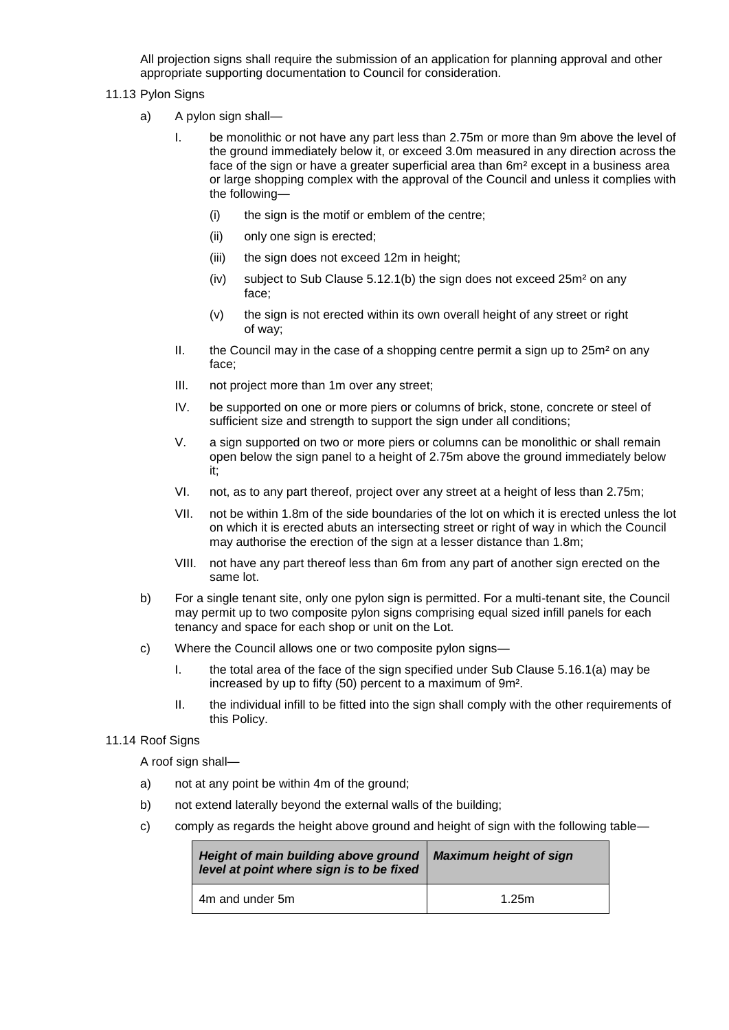All projection signs shall require the submission of an application for planning approval and other appropriate supporting documentation to Council for consideration.

### 11.13 Pylon Signs

a) A pylon sign shall—

   I. be monolithic or not have any part less than 2.75m or more than 9m above the level of the ground immediately below it, or exceed 3.0m measured in any direction across the face of the sign or have a greater superficial area than 6m² except in a business area or large shopping complex with the approval of the Council and unless it complies with the following—

      (i) the sign is the motif or emblem of the centre;

      (ii) only one sign is erected;

      (iii) the sign does not exceed 12m in height;

      (iv) subject to Sub Clause 5.12.1(b) the sign does not exceed 25m² on any face;

      (v) the sign is not erected within its own overall height of any street or right of way;

   II. the Council may in the case of a shopping centre permit a sign up to 25m² on any face;

   III. not project more than 1m over any street;

   IV. be supported on one or more piers or columns of brick, stone, concrete or steel of sufficient size and strength to support the sign under all conditions;

   V. a sign supported on two or more piers or columns can be monolithic or shall remain open below the sign panel to a height of 2.75m above the ground immediately below it;

   VI. not, as to any part thereof, project over any street at a height of less than 2.75m;

   VII. not be within 1.8m of the side boundaries of the lot on which it is erected unless the lot on which it is erected abuts an intersecting street or right of way in which the Council may authorise the erection of the sign at a lesser distance than 1.8m;

   VIII. not have any part thereof less than 6m from any part of another sign erected on the same lot.

b) For a single tenant site, only one pylon sign is permitted. For a multi-tenant site, the Council may permit up to two composite pylon signs comprising equal sized infill panels for each tenancy and space for each shop or unit on the Lot.

c) Where the Council allows one or two composite pylon signs—

   I. the total area of the face of the sign specified under Sub Clause 5.16.1(a) may be increased by up to fifty (50) percent to a maximum of 9m².

   II. the individual infill to be fitted into the sign shall comply with the other requirements of this Policy.

### 11.14 Roof Signs

A roof sign shall—

a) not at any point be within 4m of the ground;

b) not extend laterally beyond the external walls of the building;

c) comply as regards the height above ground and height of sign with the following table—

| *Height of main building above ground level at point where sign is to be fixed* | *Maximum height of sign* |
|---|---|
| 4m and under 5m | 1.25m |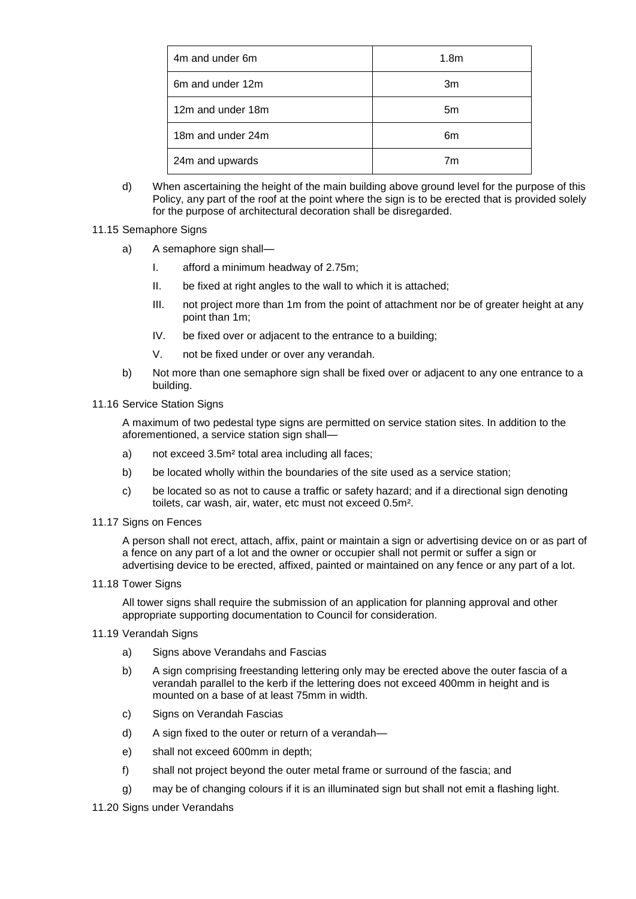| 4m and under 6m | 1.8m |
| --- | --- |
| 6m and under 12m | 3m |
| 12m and under 18m | 5m |
| 18m and under 24m | 6m |
| 24m and upwards | 7m |

d) When ascertaining the height of the main building above ground level for the purpose of this Policy, any part of the roof at the point where the sign is to be erected that is provided solely for the purpose of architectural decoration shall be disregarded.

11.15 Semaphore Signs

a) A semaphore sign shall—

I. afford a minimum headway of 2.75m;

II. be fixed at right angles to the wall to which it is attached;

III. not project more than 1m from the point of attachment nor be of greater height at any point than 1m;

IV. be fixed over or adjacent to the entrance to a building;

V. not be fixed under or over any verandah.

b) Not more than one semaphore sign shall be fixed over or adjacent to any one entrance to a building.

11.16 Service Station Signs

A maximum of two pedestal type signs are permitted on service station sites. In addition to the aforementioned, a service station sign shall—

a) not exceed 3.5m² total area including all faces;

b) be located wholly within the boundaries of the site used as a service station;

c) be located so as not to cause a traffic or safety hazard; and if a directional sign denoting toilets, car wash, air, water, etc must not exceed 0.5m².

11.17 Signs on Fences

A person shall not erect, attach, affix, paint or maintain a sign or advertising device on or as part of a fence on any part of a lot and the owner or occupier shall not permit or suffer a sign or advertising device to be erected, affixed, painted or maintained on any fence or any part of a lot.

11.18 Tower Signs

All tower signs shall require the submission of an application for planning approval and other appropriate supporting documentation to Council for consideration.

11.19 Verandah Signs

a) Signs above Verandahs and Fascias

b) A sign comprising freestanding lettering only may be erected above the outer fascia of a verandah parallel to the kerb if the lettering does not exceed 400mm in height and is mounted on a base of at least 75mm in width.

c) Signs on Verandah Fascias

d) A sign fixed to the outer or return of a verandah—

e) shall not exceed 600mm in depth;

f) shall not project beyond the outer metal frame or surround of the fascia; and

g) may be of changing colours if it is an illuminated sign but shall not emit a flashing light.

11.20 Signs under Verandahs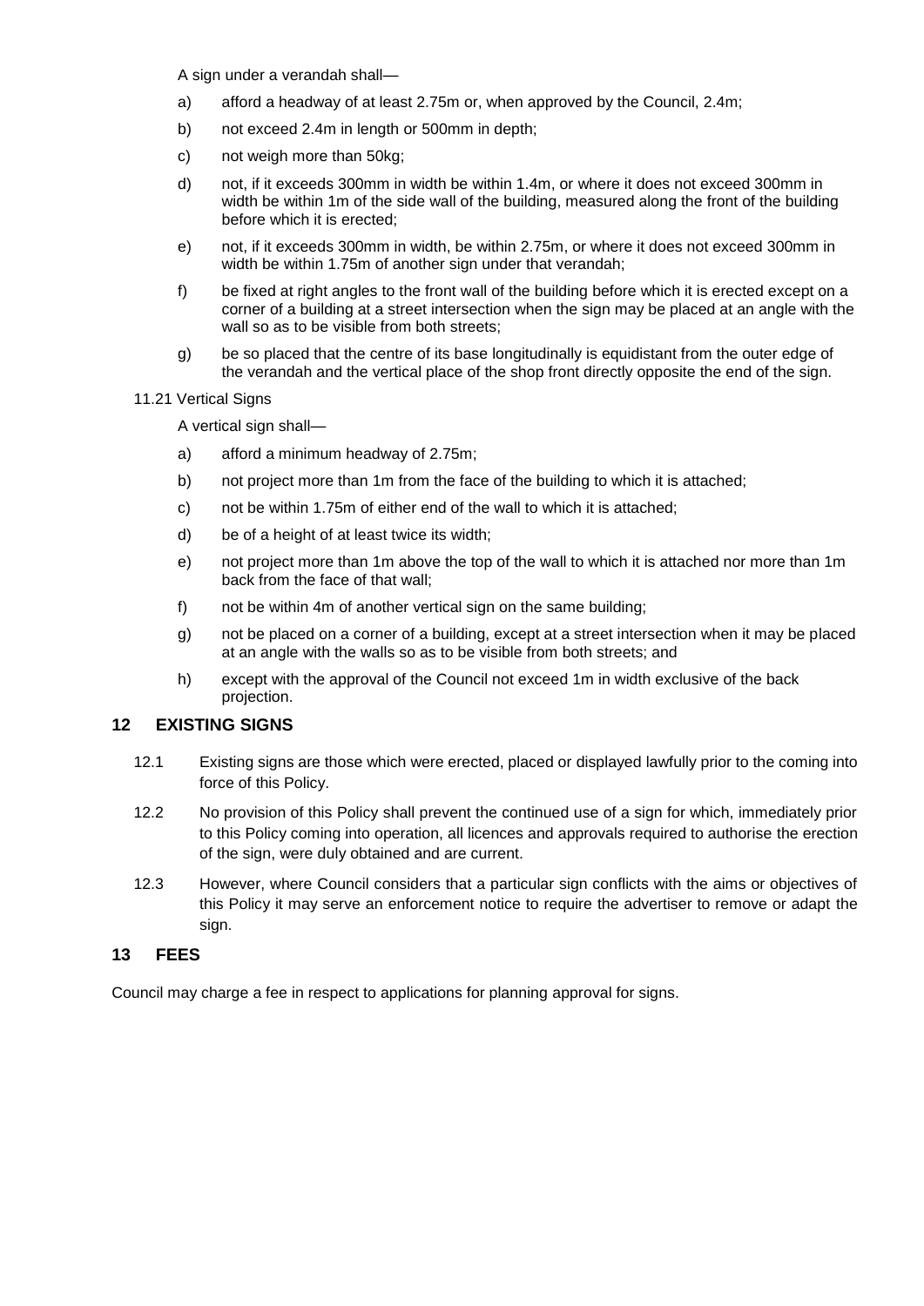A sign under a verandah shall—

a) afford a headway of at least 2.75m or, when approved by the Council, 2.4m;

b) not exceed 2.4m in length or 500mm in depth;

c) not weigh more than 50kg;

d) not, if it exceeds 300mm in width be within 1.4m, or where it does not exceed 300mm in width be within 1m of the side wall of the building, measured along the front of the building before which it is erected;

e) not, if it exceeds 300mm in width, be within 2.75m, or where it does not exceed 300mm in width be within 1.75m of another sign under that verandah;

f) be fixed at right angles to the front wall of the building before which it is erected except on a corner of a building at a street intersection when the sign may be placed at an angle with the wall so as to be visible from both streets;

g) be so placed that the centre of its base longitudinally is equidistant from the outer edge of the verandah and the vertical place of the shop front directly opposite the end of the sign.

11.21 Vertical Signs

A vertical sign shall—

a) afford a minimum headway of 2.75m;

b) not project more than 1m from the face of the building to which it is attached;

c) not be within 1.75m of either end of the wall to which it is attached;

d) be of a height of at least twice its width;

e) not project more than 1m above the top of the wall to which it is attached nor more than 1m back from the face of that wall;

f) not be within 4m of another vertical sign on the same building;

g) not be placed on a corner of a building, except at a street intersection when it may be placed at an angle with the walls so as to be visible from both streets; and

h) except with the approval of the Council not exceed 1m in width exclusive of the back projection.

## 12 EXISTING SIGNS

12.1 Existing signs are those which were erected, placed or displayed lawfully prior to the coming into force of this Policy.

12.2 No provision of this Policy shall prevent the continued use of a sign for which, immediately prior to this Policy coming into operation, all licences and approvals required to authorise the erection of the sign, were duly obtained and are current.

12.3 However, where Council considers that a particular sign conflicts with the aims or objectives of this Policy it may serve an enforcement notice to require the advertiser to remove or adapt the sign.

## 13 FEES

Council may charge a fee in respect to applications for planning approval for signs.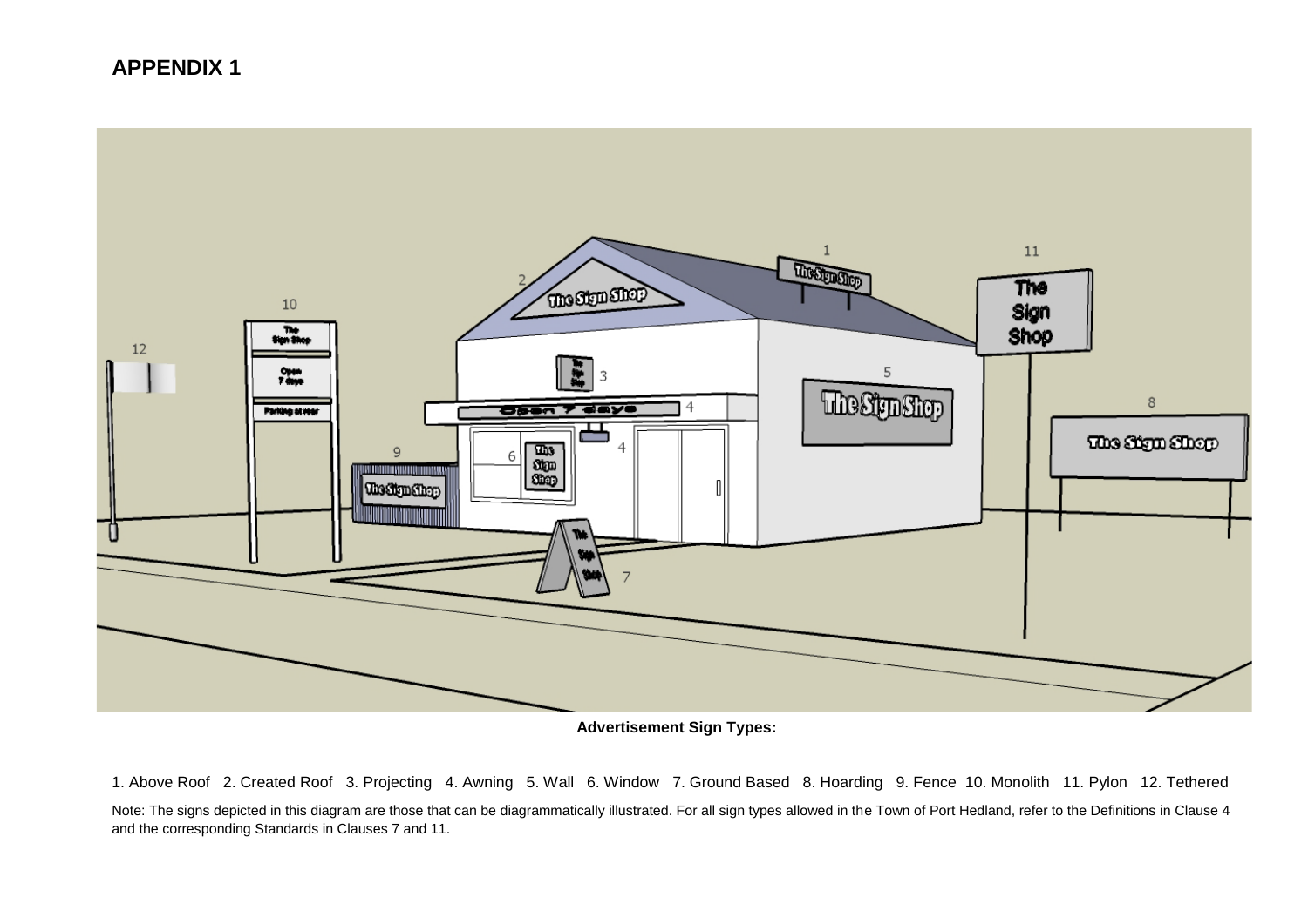# APPENDIX 1

**Advertisement Sign Types:**

1. Above Roof 2. Created Roof 3. Projecting 4. Awning 5. Wall 6. Window 7. Ground Based 8. Hoarding 9. Fence 10. Monolith 11. Pylon 12. Tethered

Note: The signs depicted in this diagram are those that can be diagrammatically illustrated. For all sign types allowed in the Town of Port Hedland, refer to the Definitions in Clause 4 and the corresponding Standards in Clauses 7 and 11.